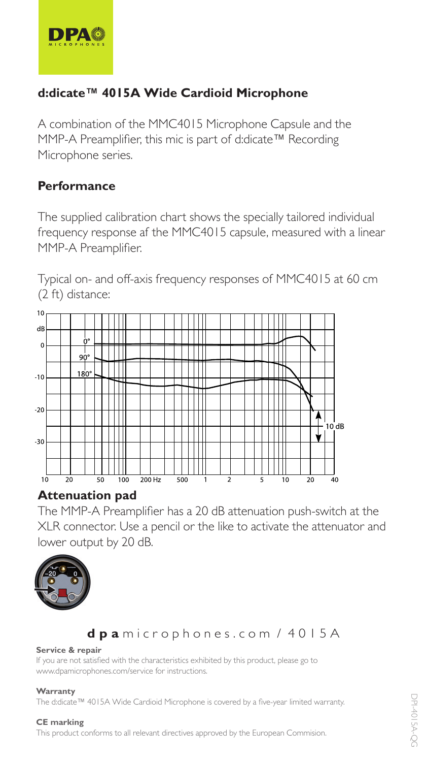## d:dicate™ 4015A Wide Cardioid Microphone

A combination of the MMC4015 Microphone Capsule and the MMP-A Preamplifier, this mic is part of d:dicate™ Recording Microphone series.

## Performance

The supplied calibration chart shows the specially tailored individual frequency response af the MMC4015 capsule, measured with a linear MMP-A Preamplifier.

Typical on- and off-axis frequency responses of MMC4015 at 60 cm (2 ft) distance:

## Attenuation pad

The MMP-A Preamplifier has a 20 dB attenuation push-switch at the XLR connector. Use a pencil or the like to activate the attenuator and lower output by 20 dB.

**dpa**microphones.com / 4015A

**Service & repair**

If you are not satisfied with the characteristics exhibited by this product, please go to www.dpamicrophones.com/service for instructions.

**Warranty**

The d:dicate™ 4015A Wide Cardioid Microphone is covered by a five-year limited warranty.

**CE marking**

This product conforms to all relevant directives approved by the European Commision.

DPI-4015A-QG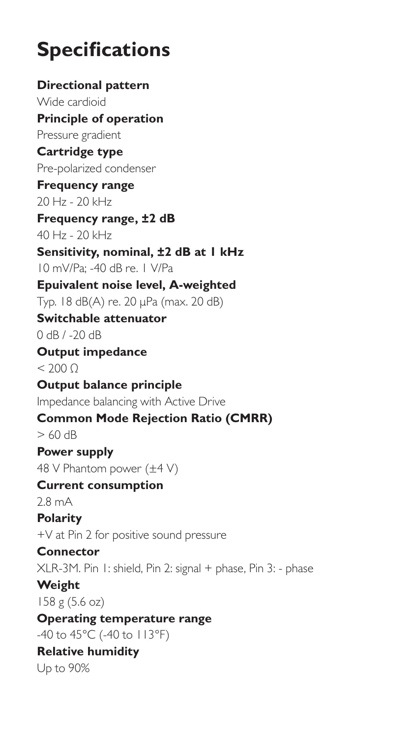# Specifications

**Directional pattern**
Wide cardioid

**Principle of operation**
Pressure gradient

**Cartridge type**
Pre-polarized condenser

**Frequency range**
20 Hz - 20 kHz

**Frequency range, ±2 dB**
40 Hz - 20 kHz

**Sensitivity, nominal, ±2 dB at 1 kHz**
10 mV/Pa; -40 dB re. 1 V/Pa

**Epuivalent noise level, A-weighted**
Typ. 18 dB(A) re. 20 µPa (max. 20 dB)

**Switchable attenuator**
0 dB / -20 dB

**Output impedance**
< 200 Ω

**Output balance principle**
Impedance balancing with Active Drive

**Common Mode Rejection Ratio (CMRR)**
> 60 dB

**Power supply**
48 V Phantom power (±4 V)

**Current consumption**
2.8 mA

**Polarity**
+V at Pin 2 for positive sound pressure

**Connector**
XLR-3M. Pin 1: shield, Pin 2: signal + phase, Pin 3: - phase

**Weight**
158 g (5.6 oz)

**Operating temperature range**
-40 to 45°C (-40 to 113°F)

**Relative humidity**
Up to 90%